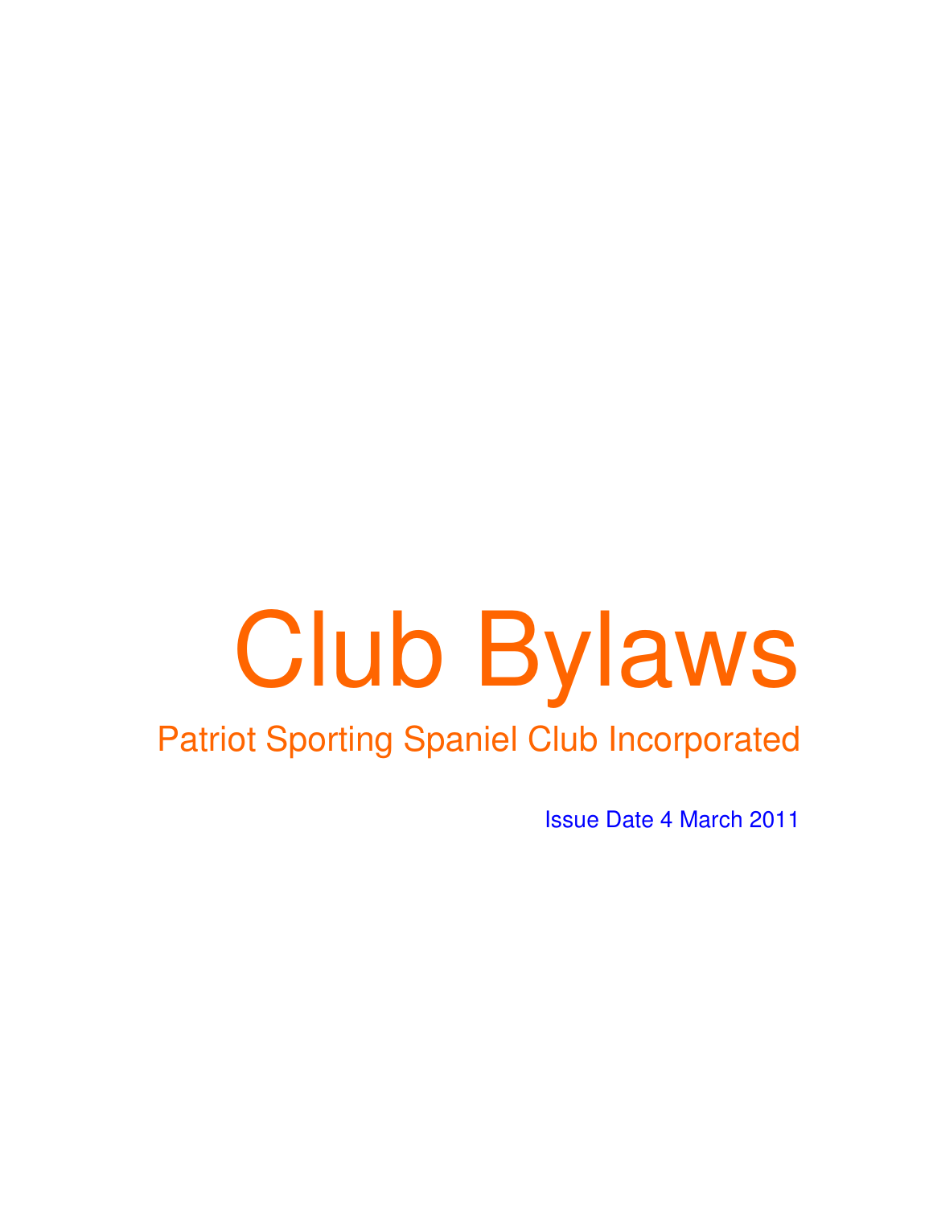# Club Bylaws

## Patriot Sporting Spaniel Club Incorporated

Issue Date 4 March 2011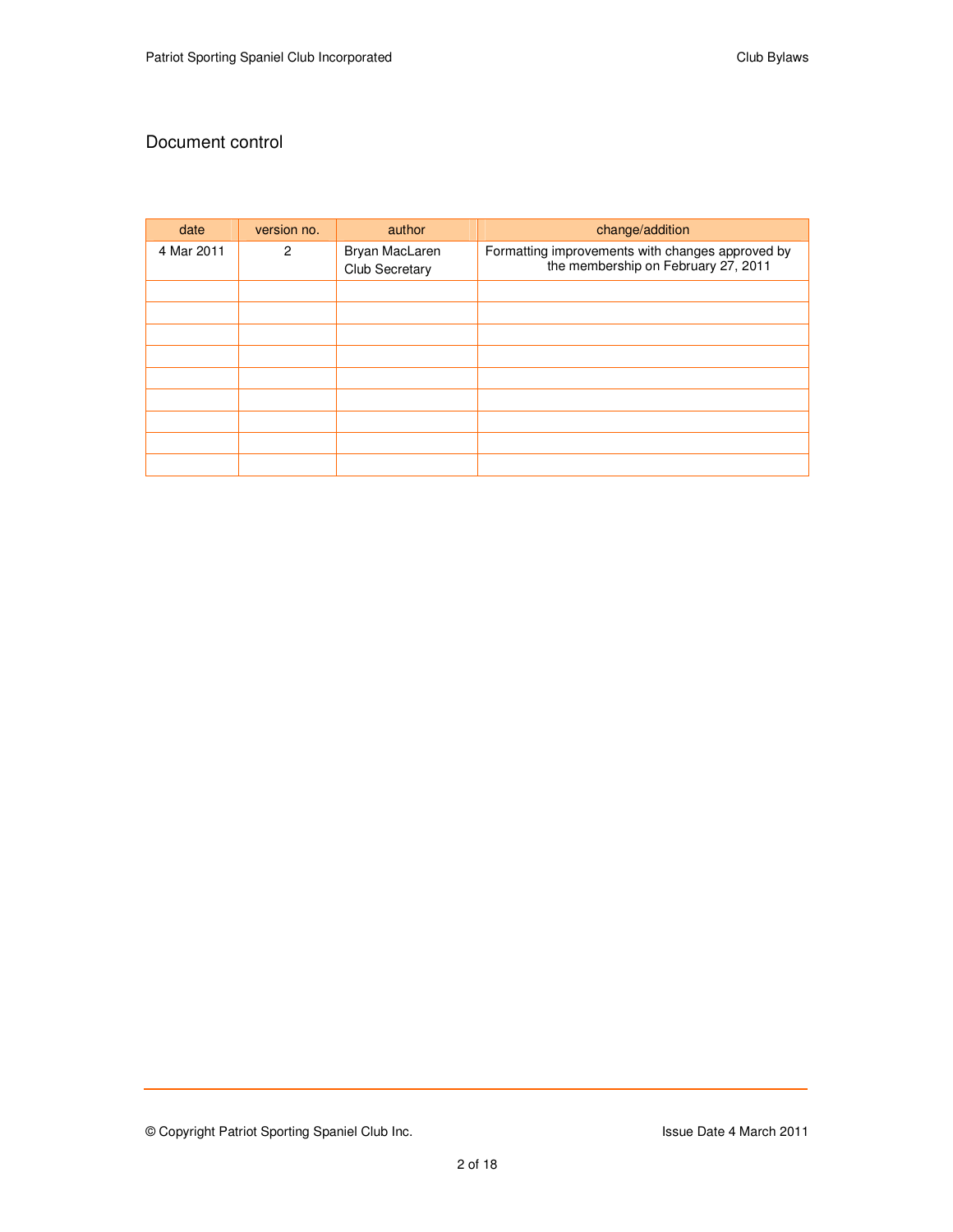## Document control

| date | version no. | author | change/addition |
| --- | --- | --- | --- |
| 4 Mar 2011 | 2 | Bryan MacLaren<br>Club Secretary | Formatting improvements with changes approved by the membership on February 27, 2011 |
| | | | |
| | | | |
| | | | |
| | | | |
| | | | |
| | | | |
| | | | |
| | | | |
| | | | |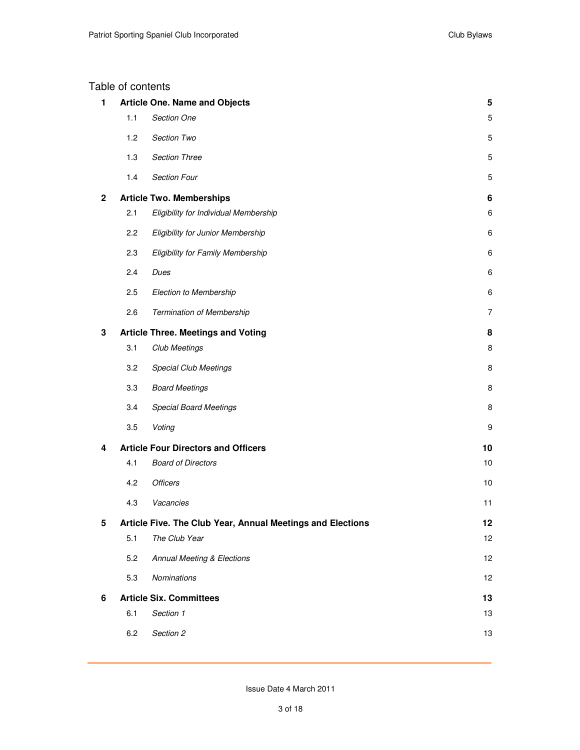# Table of contents

| | | | |
|---|---|---|---|
| **1** | **Article One. Name and Objects** | | **5** |
| | 1.1 | *Section One* | 5 |
| | 1.2 | *Section Two* | 5 |
| | 1.3 | *Section Three* | 5 |
| | 1.4 | *Section Four* | 5 |
| **2** | **Article Two. Memberships** | | **6** |
| | 2.1 | *Eligibility for Individual Membership* | 6 |
| | 2.2 | *Eligibility for Junior Membership* | 6 |
| | 2.3 | *Eligibility for Family Membership* | 6 |
| | 2.4 | *Dues* | 6 |
| | 2.5 | *Election to Membership* | 6 |
| | 2.6 | *Termination of Membership* | 7 |
| **3** | **Article Three. Meetings and Voting** | | **8** |
| | 3.1 | *Club Meetings* | 8 |
| | 3.2 | *Special Club Meetings* | 8 |
| | 3.3 | *Board Meetings* | 8 |
| | 3.4 | *Special Board Meetings* | 8 |
| | 3.5 | *Voting* | 9 |
| **4** | **Article Four Directors and Officers** | | **10** |
| | 4.1 | *Board of Directors* | 10 |
| | 4.2 | *Officers* | 10 |
| | 4.3 | *Vacancies* | 11 |
| **5** | **Article Five. The Club Year, Annual Meetings and Elections** | | **12** |
| | 5.1 | *The Club Year* | 12 |
| | 5.2 | *Annual Meeting & Elections* | 12 |
| | 5.3 | *Nominations* | 12 |
| **6** | **Article Six. Committees** | | **13** |
| | 6.1 | *Section 1* | 13 |
| | 6.2 | *Section 2* | 13 |

Issue Date 4 March 2011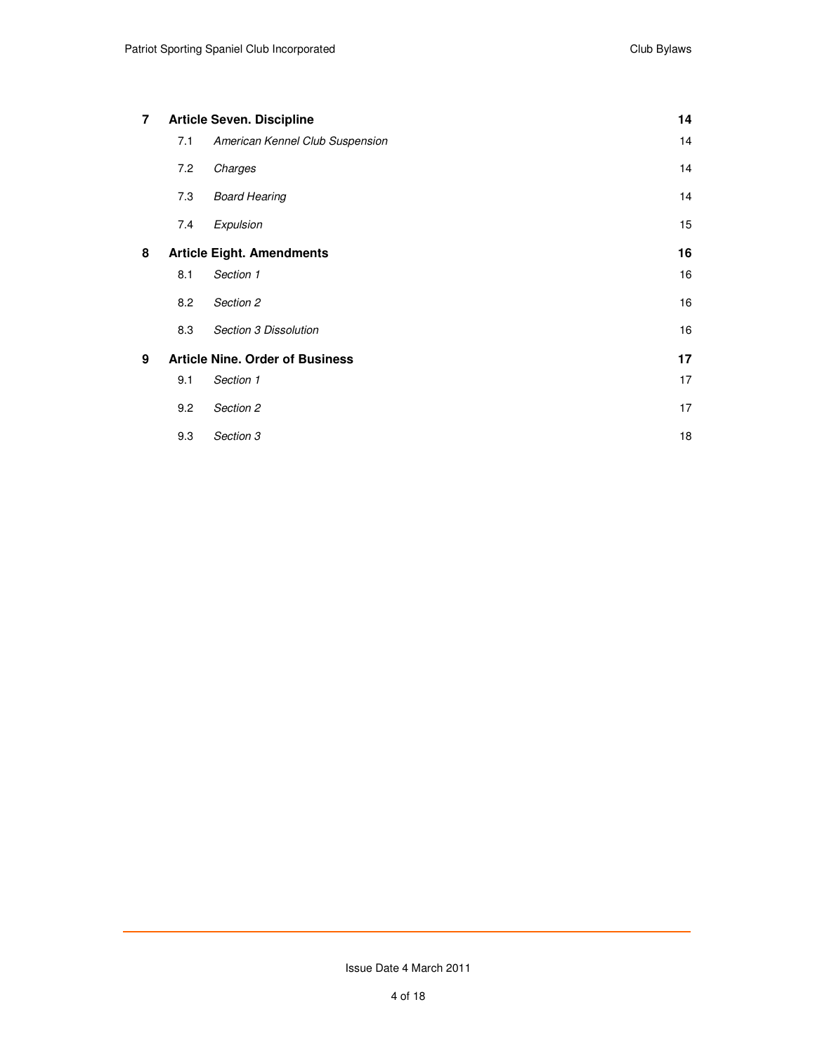| | | | |
|---|---|---|---|
| **7** | **Article Seven. Discipline** | | **14** |
| | 7.1 | *American Kennel Club Suspension* | 14 |
| | 7.2 | *Charges* | 14 |
| | 7.3 | *Board Hearing* | 14 |
| | 7.4 | *Expulsion* | 15 |
| **8** | **Article Eight. Amendments** | | **16** |
| | 8.1 | *Section 1* | 16 |
| | 8.2 | *Section 2* | 16 |
| | 8.3 | *Section 3 Dissolution* | 16 |
| **9** | **Article Nine. Order of Business** | | **17** |
| | 9.1 | *Section 1* | 17 |
| | 9.2 | *Section 2* | 17 |
| | 9.3 | *Section 3* | 18 |

Issue Date 4 March 2011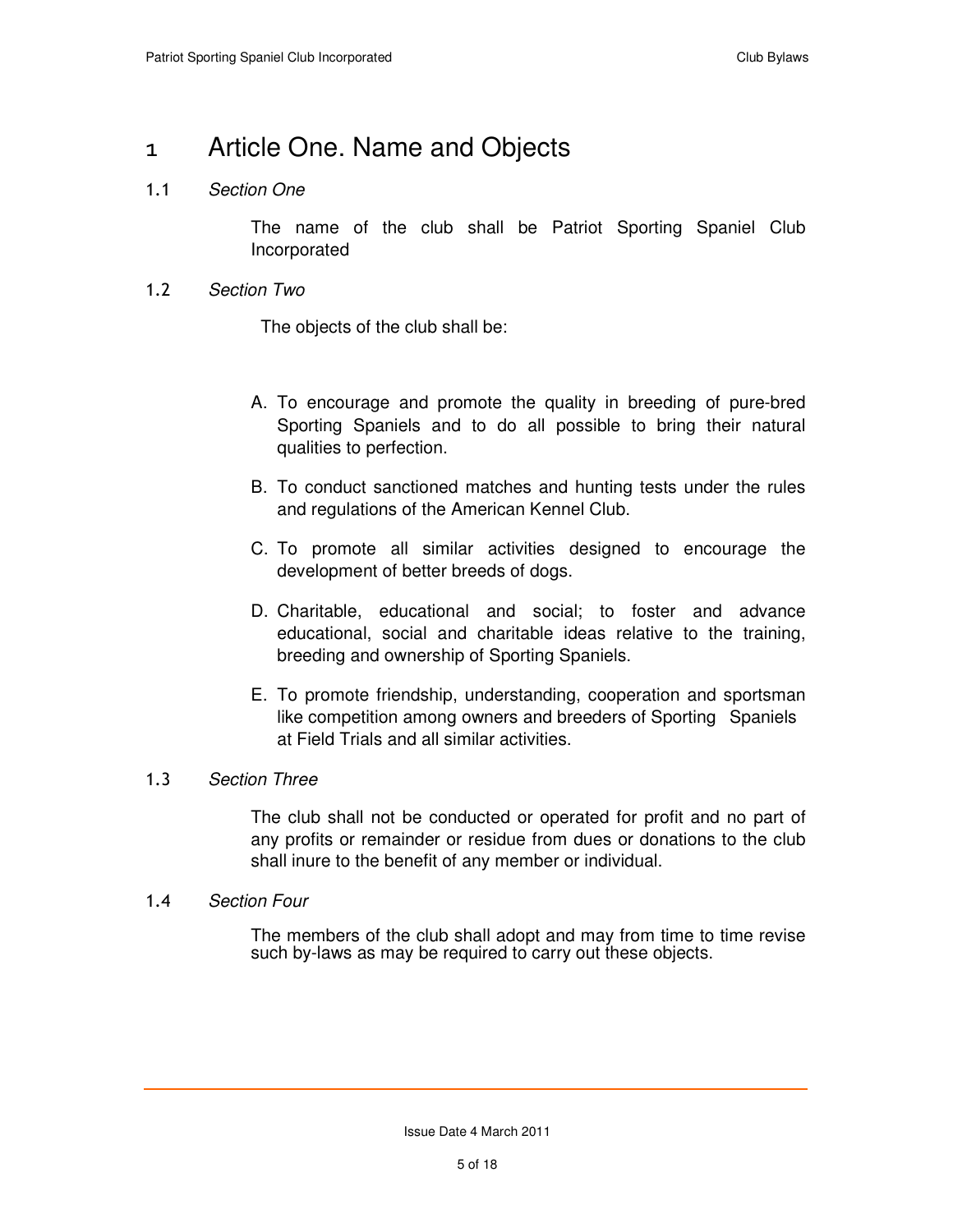# 1 Article One. Name and Objects

## 1.1 *Section One*

The name of the club shall be Patriot Sporting Spaniel Club Incorporated

## 1.2 *Section Two*

The objects of the club shall be:

A. To encourage and promote the quality in breeding of pure-bred Sporting Spaniels and to do all possible to bring their natural qualities to perfection.

B. To conduct sanctioned matches and hunting tests under the rules and regulations of the American Kennel Club.

C. To promote all similar activities designed to encourage the development of better breeds of dogs.

D. Charitable, educational and social; to foster and advance educational, social and charitable ideas relative to the training, breeding and ownership of Sporting Spaniels.

E. To promote friendship, understanding, cooperation and sportsman like competition among owners and breeders of Sporting Spaniels at Field Trials and all similar activities.

## 1.3 *Section Three*

The club shall not be conducted or operated for profit and no part of any profits or remainder or residue from dues or donations to the club shall inure to the benefit of any member or individual.

## 1.4 *Section Four*

The members of the club shall adopt and may from time to time revise such by-laws as may be required to carry out these objects.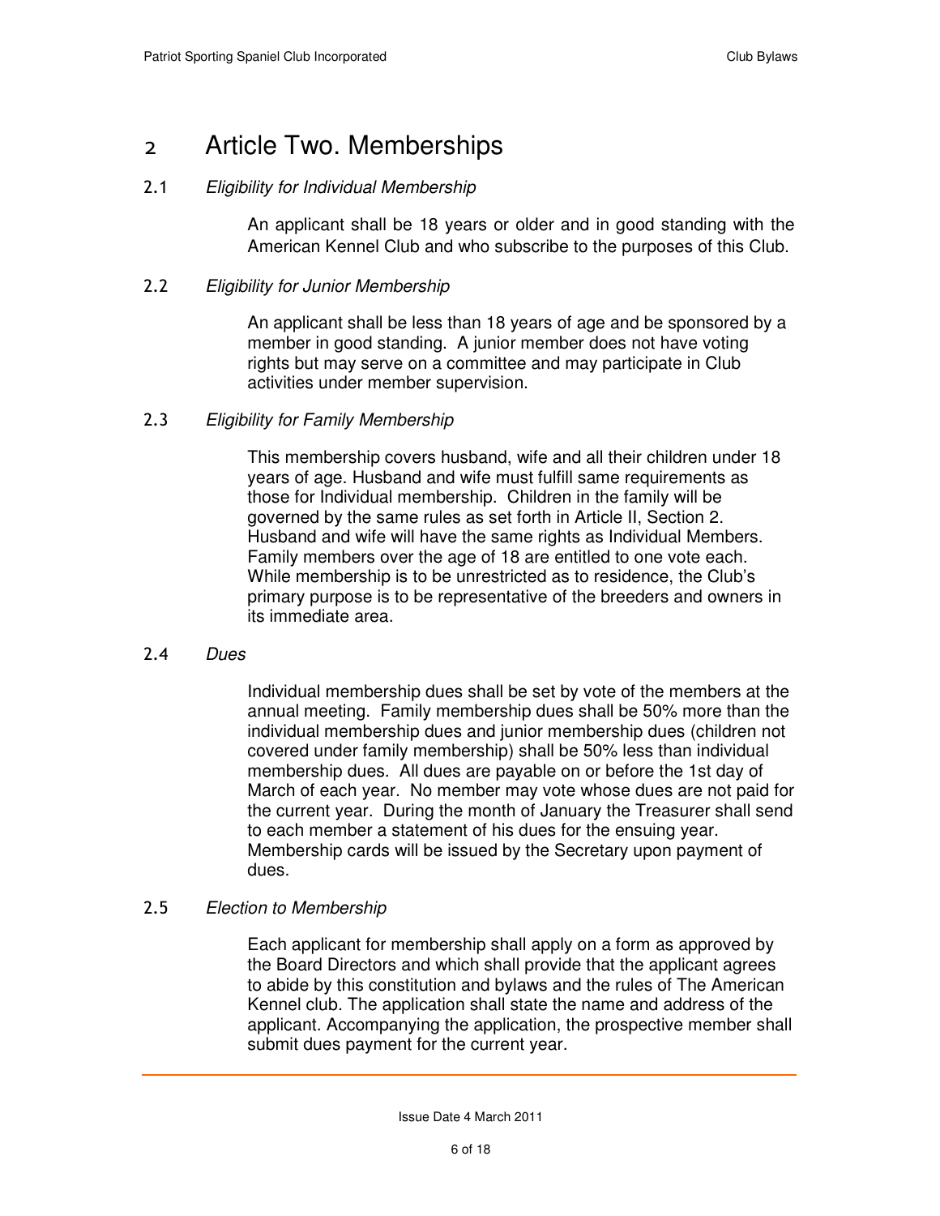# 2 Article Two. Memberships

## 2.1 *Eligibility for Individual Membership*

An applicant shall be 18 years or older and in good standing with the American Kennel Club and who subscribe to the purposes of this Club.

## 2.2 *Eligibility for Junior Membership*

An applicant shall be less than 18 years of age and be sponsored by a member in good standing. A junior member does not have voting rights but may serve on a committee and may participate in Club activities under member supervision.

## 2.3 *Eligibility for Family Membership*

This membership covers husband, wife and all their children under 18 years of age. Husband and wife must fulfill same requirements as those for Individual membership. Children in the family will be governed by the same rules as set forth in Article II, Section 2. Husband and wife will have the same rights as Individual Members. Family members over the age of 18 are entitled to one vote each. While membership is to be unrestricted as to residence, the Club's primary purpose is to be representative of the breeders and owners in its immediate area.

## 2.4 *Dues*

Individual membership dues shall be set by vote of the members at the annual meeting. Family membership dues shall be 50% more than the individual membership dues and junior membership dues (children not covered under family membership) shall be 50% less than individual membership dues. All dues are payable on or before the 1st day of March of each year. No member may vote whose dues are not paid for the current year. During the month of January the Treasurer shall send to each member a statement of his dues for the ensuing year. Membership cards will be issued by the Secretary upon payment of dues.

## 2.5 *Election to Membership*

Each applicant for membership shall apply on a form as approved by the Board Directors and which shall provide that the applicant agrees to abide by this constitution and bylaws and the rules of The American Kennel club. The application shall state the name and address of the applicant. Accompanying the application, the prospective member shall submit dues payment for the current year.

Issue Date 4 March 2011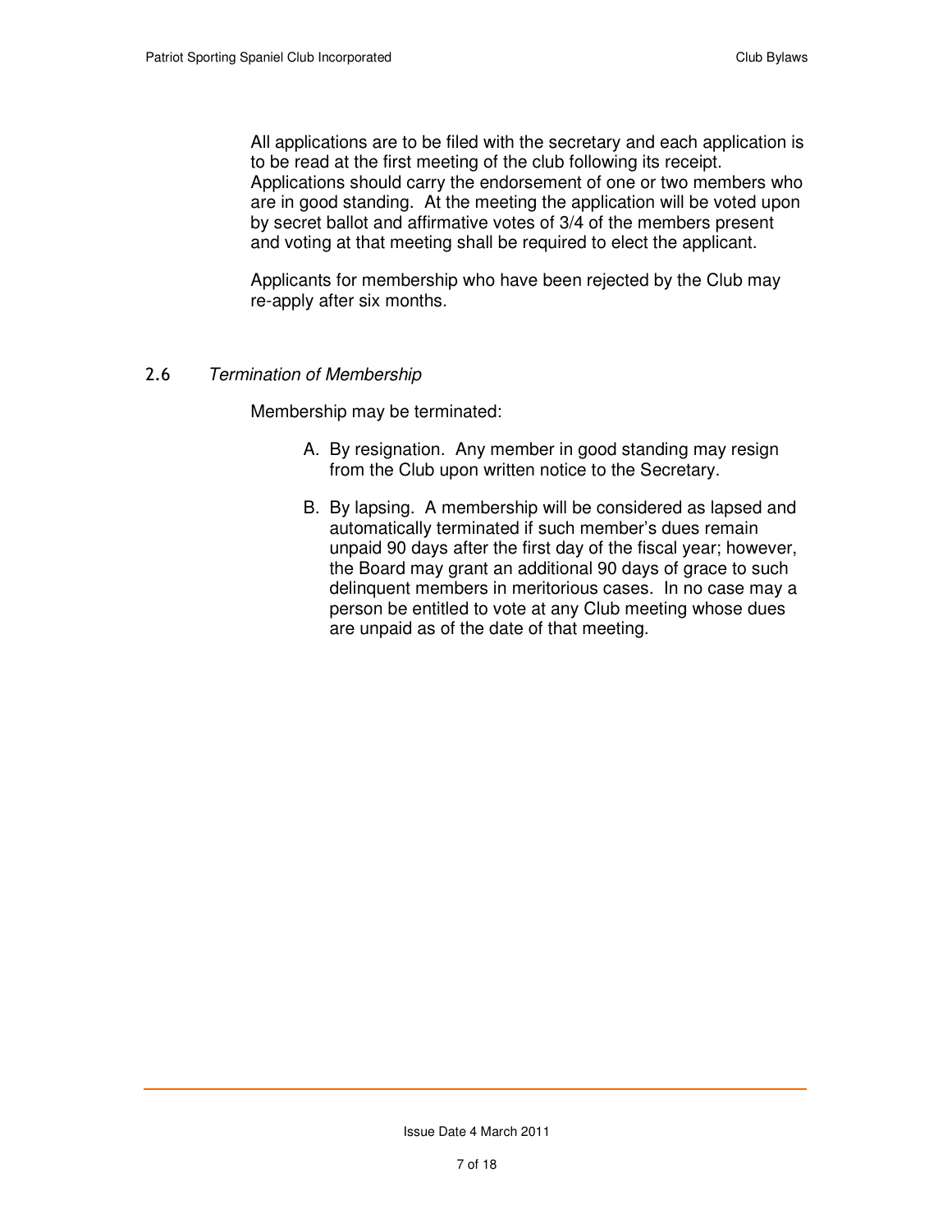All applications are to be filed with the secretary and each application is to be read at the first meeting of the club following its receipt. Applications should carry the endorsement of one or two members who are in good standing. At the meeting the application will be voted upon by secret ballot and affirmative votes of 3/4 of the members present and voting at that meeting shall be required to elect the applicant.

Applicants for membership who have been rejected by the Club may re-apply after six months.

### 2.6 *Termination of Membership*

Membership may be terminated:

A. By resignation. Any member in good standing may resign from the Club upon written notice to the Secretary.

B. By lapsing. A membership will be considered as lapsed and automatically terminated if such member's dues remain unpaid 90 days after the first day of the fiscal year; however, the Board may grant an additional 90 days of grace to such delinquent members in meritorious cases. In no case may a person be entitled to vote at any Club meeting whose dues are unpaid as of the date of that meeting.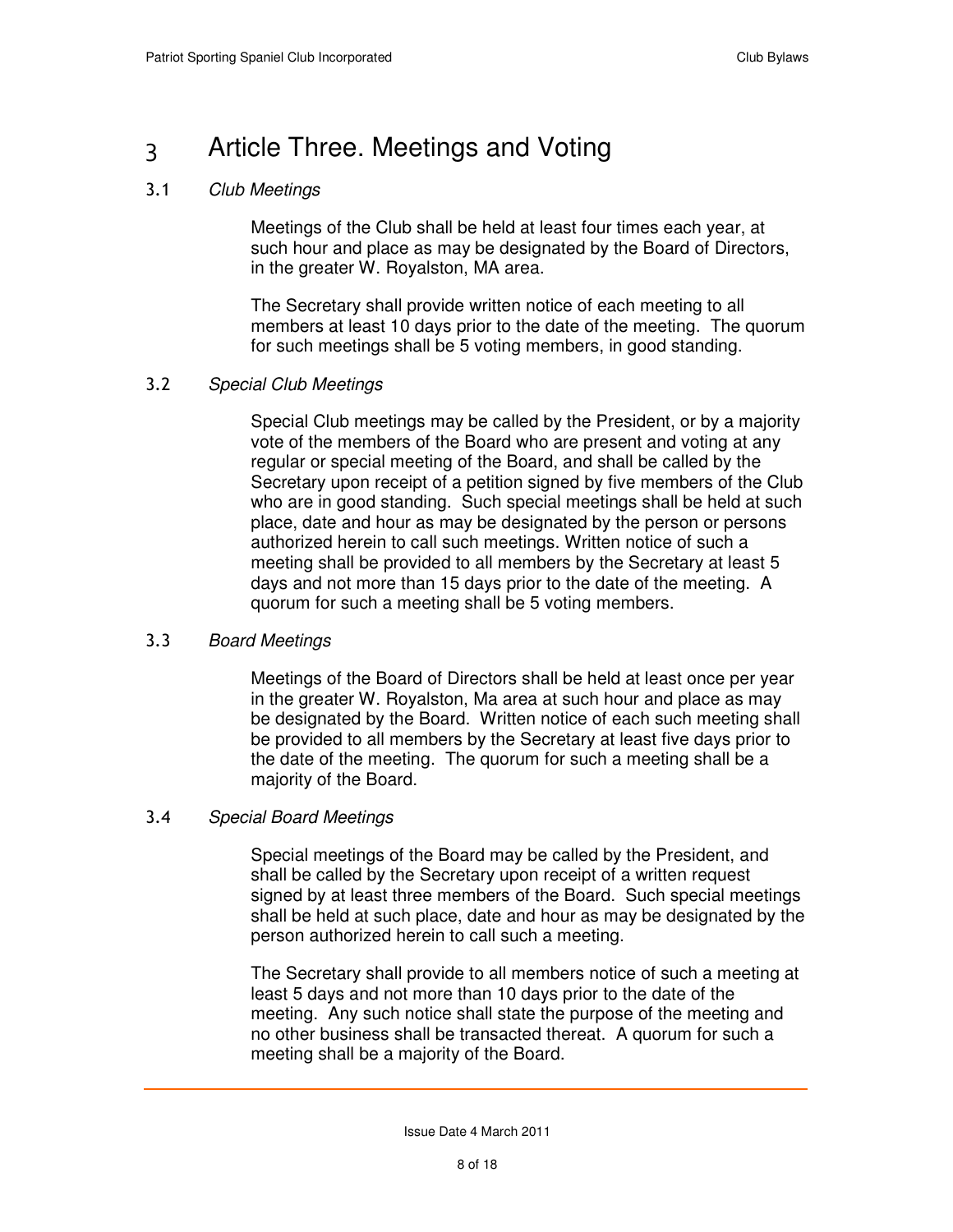# 3 Article Three. Meetings and Voting

## 3.1 *Club Meetings*

Meetings of the Club shall be held at least four times each year, at such hour and place as may be designated by the Board of Directors, in the greater W. Royalston, MA area.

The Secretary shall provide written notice of each meeting to all members at least 10 days prior to the date of the meeting. The quorum for such meetings shall be 5 voting members, in good standing.

## 3.2 *Special Club Meetings*

Special Club meetings may be called by the President, or by a majority vote of the members of the Board who are present and voting at any regular or special meeting of the Board, and shall be called by the Secretary upon receipt of a petition signed by five members of the Club who are in good standing. Such special meetings shall be held at such place, date and hour as may be designated by the person or persons authorized herein to call such meetings. Written notice of such a meeting shall be provided to all members by the Secretary at least 5 days and not more than 15 days prior to the date of the meeting. A quorum for such a meeting shall be 5 voting members.

## 3.3 *Board Meetings*

Meetings of the Board of Directors shall be held at least once per year in the greater W. Royalston, Ma area at such hour and place as may be designated by the Board. Written notice of each such meeting shall be provided to all members by the Secretary at least five days prior to the date of the meeting. The quorum for such a meeting shall be a majority of the Board.

## 3.4 *Special Board Meetings*

Special meetings of the Board may be called by the President, and shall be called by the Secretary upon receipt of a written request signed by at least three members of the Board. Such special meetings shall be held at such place, date and hour as may be designated by the person authorized herein to call such a meeting.

The Secretary shall provide to all members notice of such a meeting at least 5 days and not more than 10 days prior to the date of the meeting. Any such notice shall state the purpose of the meeting and no other business shall be transacted thereat. A quorum for such a meeting shall be a majority of the Board.

Issue Date 4 March 2011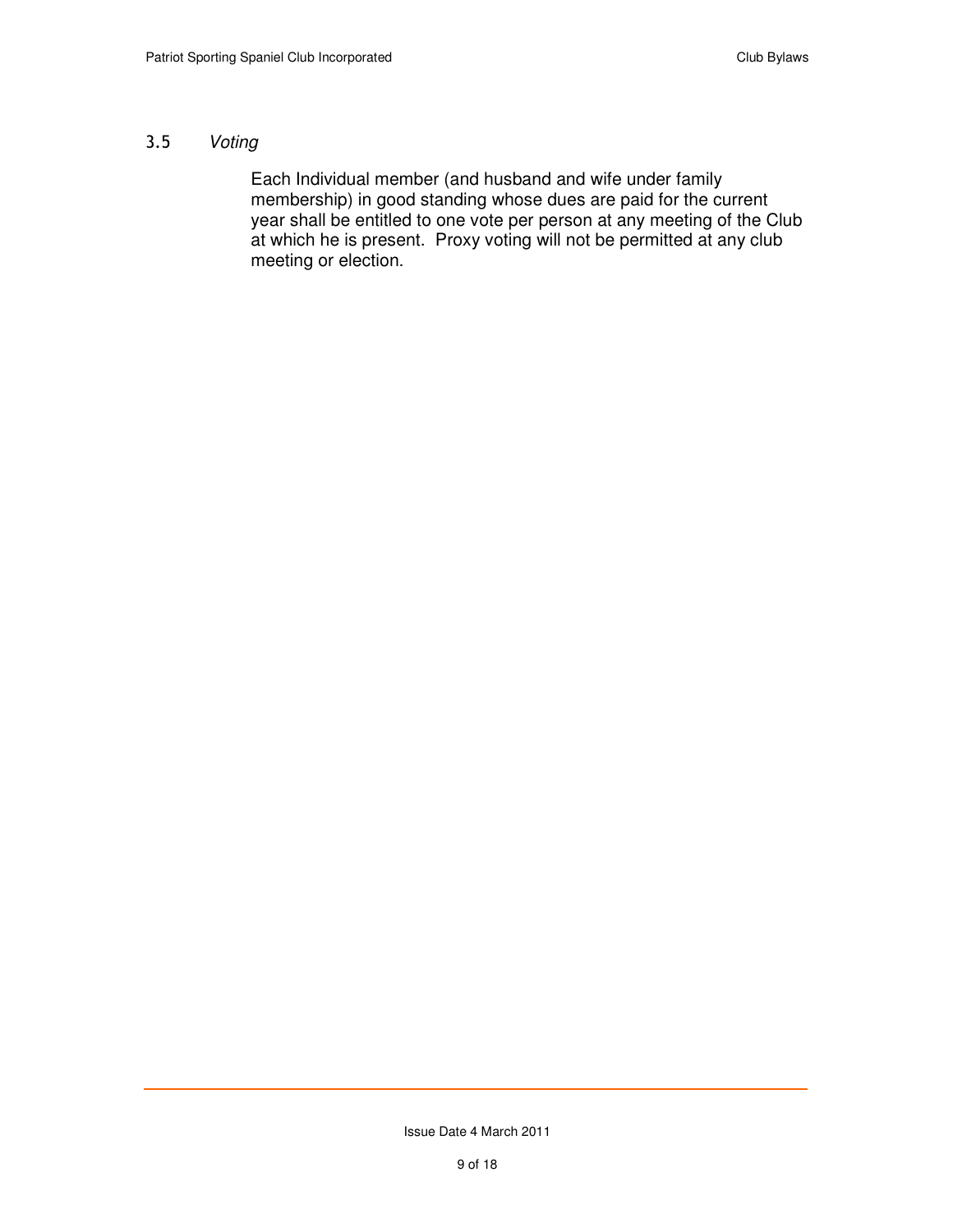### 3.5 *Voting*

Each Individual member (and husband and wife under family membership) in good standing whose dues are paid for the current year shall be entitled to one vote per person at any meeting of the Club at which he is present. Proxy voting will not be permitted at any club meeting or election.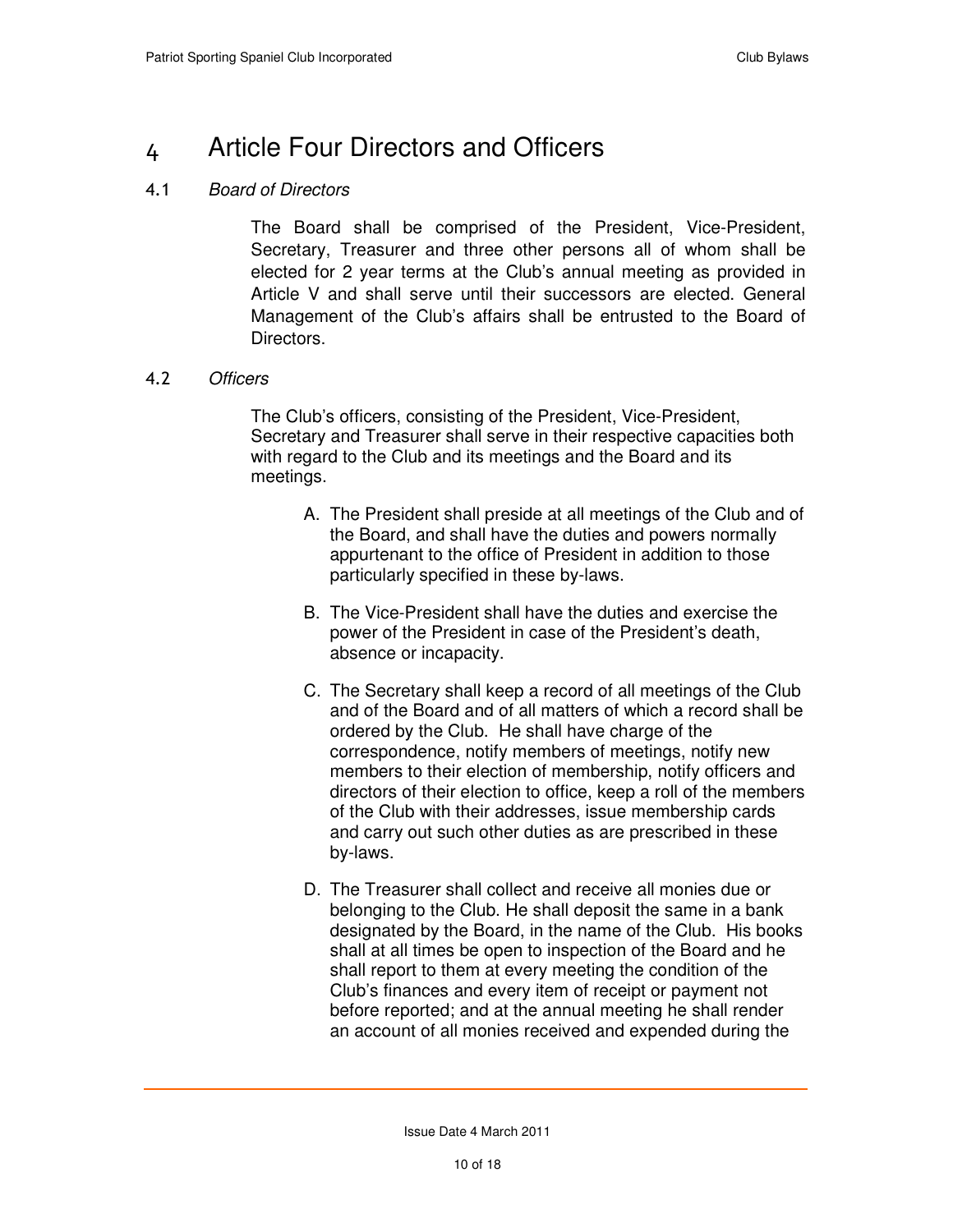# 4 Article Four Directors and Officers

## 4.1 *Board of Directors*

The Board shall be comprised of the President, Vice-President, Secretary, Treasurer and three other persons all of whom shall be elected for 2 year terms at the Club's annual meeting as provided in Article V and shall serve until their successors are elected. General Management of the Club's affairs shall be entrusted to the Board of Directors.

## 4.2 *Officers*

The Club's officers, consisting of the President, Vice-President, Secretary and Treasurer shall serve in their respective capacities both with regard to the Club and its meetings and the Board and its meetings.

A. The President shall preside at all meetings of the Club and of the Board, and shall have the duties and powers normally appurtenant to the office of President in addition to those particularly specified in these by-laws.

B. The Vice-President shall have the duties and exercise the power of the President in case of the President's death, absence or incapacity.

C. The Secretary shall keep a record of all meetings of the Club and of the Board and of all matters of which a record shall be ordered by the Club. He shall have charge of the correspondence, notify members of meetings, notify new members to their election of membership, notify officers and directors of their election to office, keep a roll of the members of the Club with their addresses, issue membership cards and carry out such other duties as are prescribed in these by-laws.

D. The Treasurer shall collect and receive all monies due or belonging to the Club. He shall deposit the same in a bank designated by the Board, in the name of the Club. His books shall at all times be open to inspection of the Board and he shall report to them at every meeting the condition of the Club's finances and every item of receipt or payment not before reported; and at the annual meeting he shall render an account of all monies received and expended during the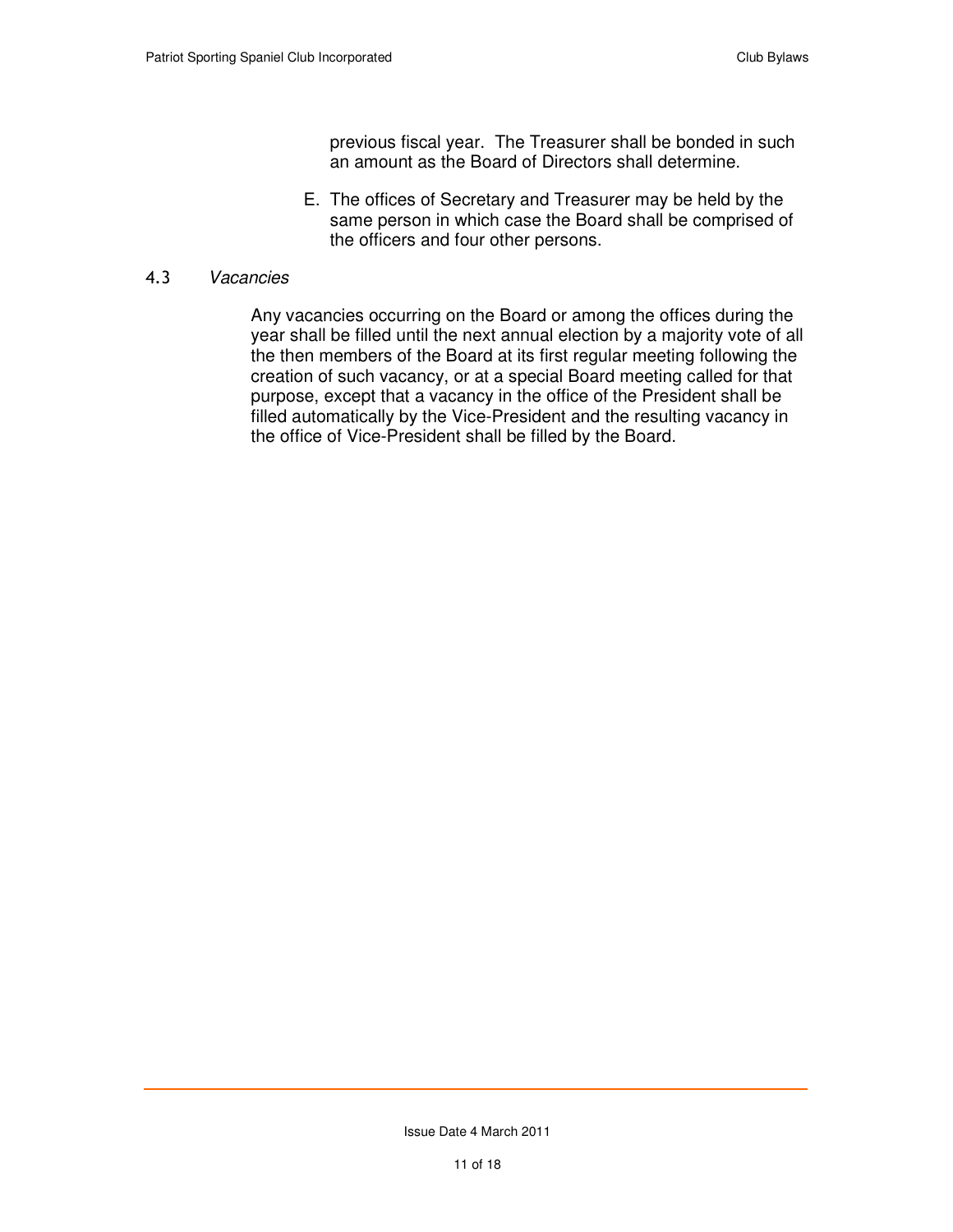previous fiscal year. The Treasurer shall be bonded in such an amount as the Board of Directors shall determine.

E. The offices of Secretary and Treasurer may be held by the same person in which case the Board shall be comprised of the officers and four other persons.

### 4.3 *Vacancies*

Any vacancies occurring on the Board or among the offices during the year shall be filled until the next annual election by a majority vote of all the then members of the Board at its first regular meeting following the creation of such vacancy, or at a special Board meeting called for that purpose, except that a vacancy in the office of the President shall be filled automatically by the Vice-President and the resulting vacancy in the office of Vice-President shall be filled by the Board.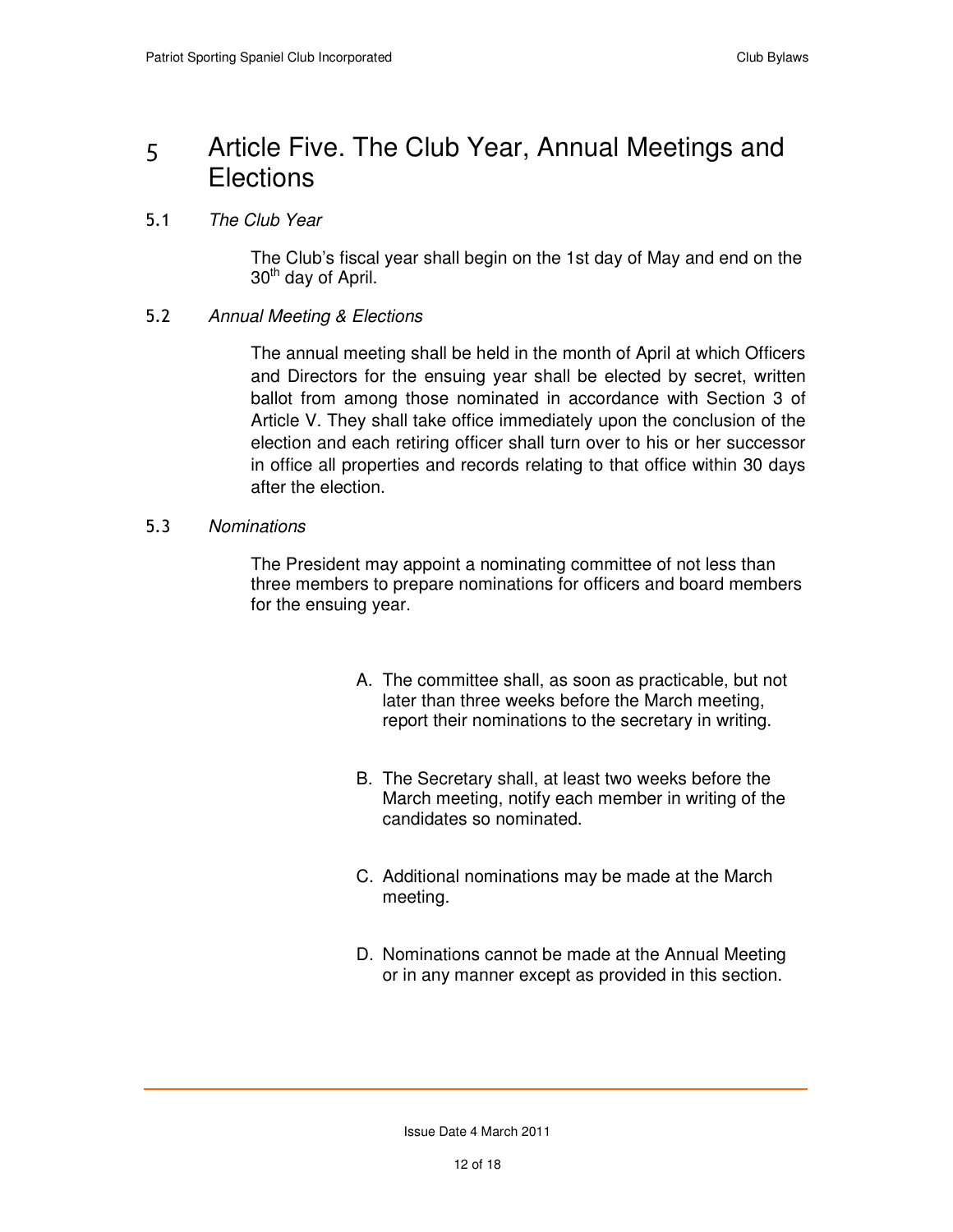# 5 Article Five. The Club Year, Annual Meetings and Elections

## 5.1 *The Club Year*

The Club's fiscal year shall begin on the 1st day of May and end on the 30th day of April.

## 5.2 *Annual Meeting & Elections*

The annual meeting shall be held in the month of April at which Officers and Directors for the ensuing year shall be elected by secret, written ballot from among those nominated in accordance with Section 3 of Article V. They shall take office immediately upon the conclusion of the election and each retiring officer shall turn over to his or her successor in office all properties and records relating to that office within 30 days after the election.

## 5.3 *Nominations*

The President may appoint a nominating committee of not less than three members to prepare nominations for officers and board members for the ensuing year.

A. The committee shall, as soon as practicable, but not later than three weeks before the March meeting, report their nominations to the secretary in writing.

B. The Secretary shall, at least two weeks before the March meeting, notify each member in writing of the candidates so nominated.

C. Additional nominations may be made at the March meeting.

D. Nominations cannot be made at the Annual Meeting or in any manner except as provided in this section.

Issue Date 4 March 2011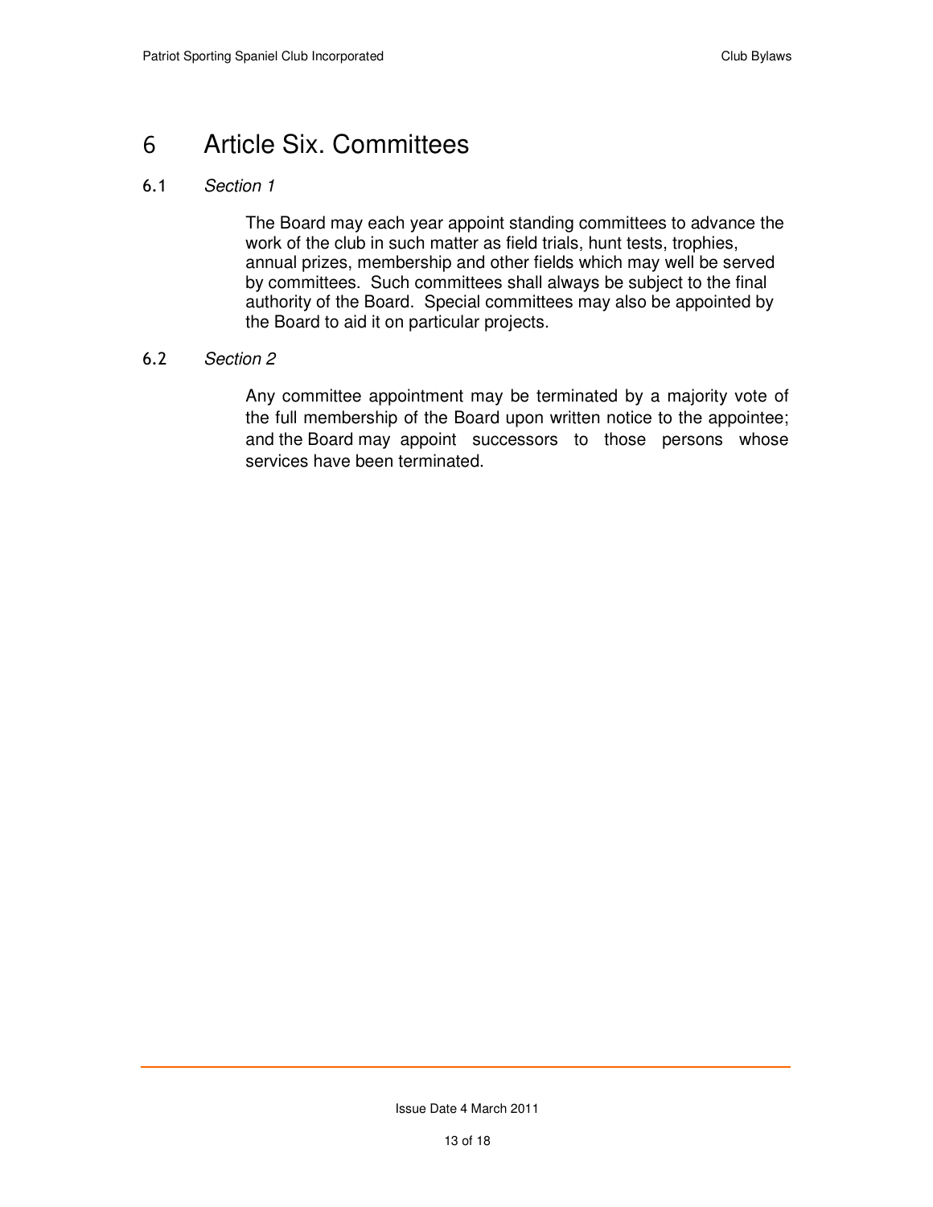# 6 Article Six. Committees

## 6.1 *Section 1*

The Board may each year appoint standing committees to advance the work of the club in such matter as field trials, hunt tests, trophies, annual prizes, membership and other fields which may well be served by committees. Such committees shall always be subject to the final authority of the Board. Special committees may also be appointed by the Board to aid it on particular projects.

## 6.2 *Section 2*

Any committee appointment may be terminated by a majority vote of the full membership of the Board upon written notice to the appointee; and the Board may appoint successors to those persons whose services have been terminated.

Issue Date 4 March 2011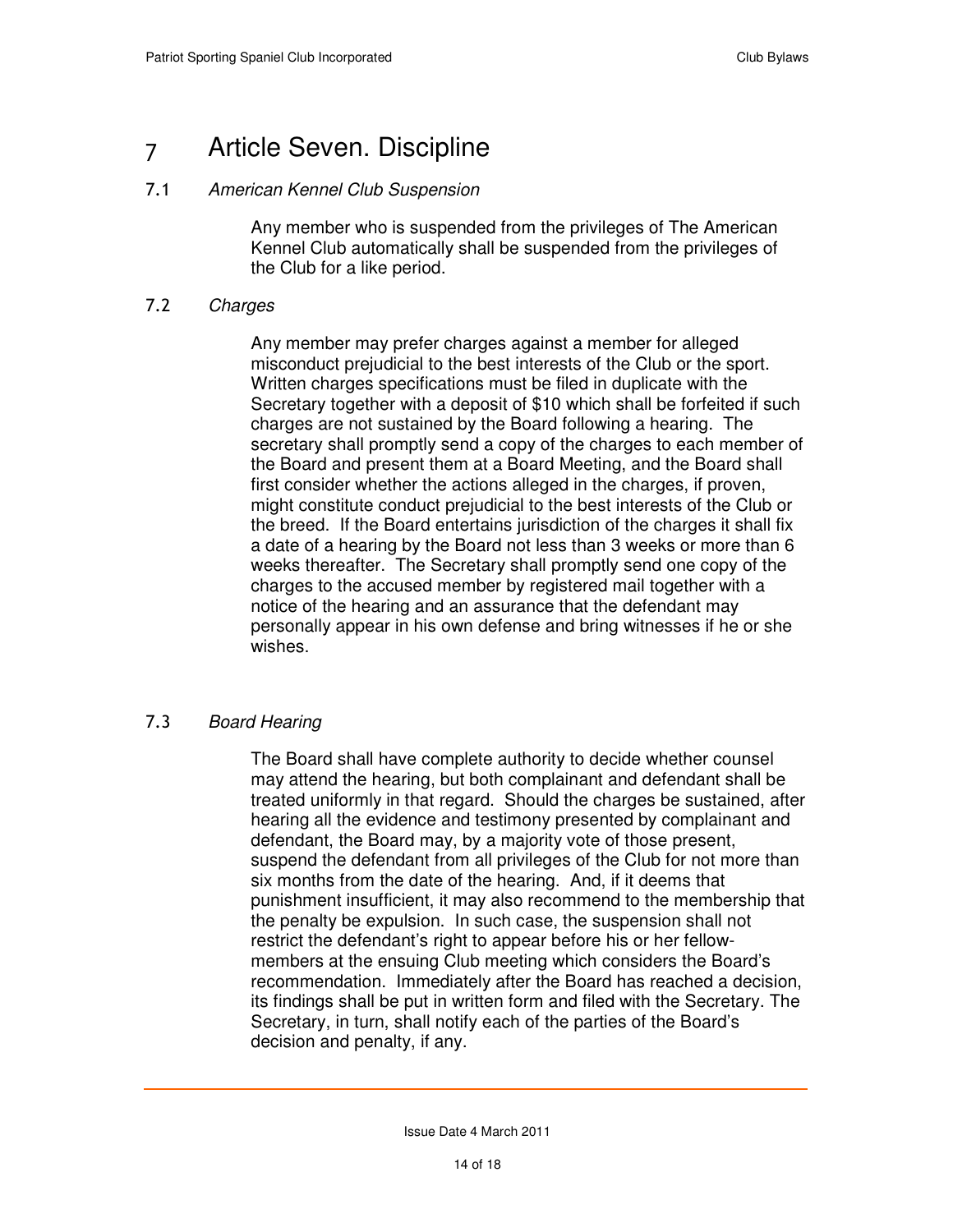# 7 Article Seven. Discipline

## 7.1 *American Kennel Club Suspension*

Any member who is suspended from the privileges of The American Kennel Club automatically shall be suspended from the privileges of the Club for a like period.

## 7.2 *Charges*

Any member may prefer charges against a member for alleged misconduct prejudicial to the best interests of the Club or the sport. Written charges specifications must be filed in duplicate with the Secretary together with a deposit of $10 which shall be forfeited if such charges are not sustained by the Board following a hearing. The secretary shall promptly send a copy of the charges to each member of the Board and present them at a Board Meeting, and the Board shall first consider whether the actions alleged in the charges, if proven, might constitute conduct prejudicial to the best interests of the Club or the breed. If the Board entertains jurisdiction of the charges it shall fix a date of a hearing by the Board not less than 3 weeks or more than 6 weeks thereafter. The Secretary shall promptly send one copy of the charges to the accused member by registered mail together with a notice of the hearing and an assurance that the defendant may personally appear in his own defense and bring witnesses if he or she wishes.

## 7.3 *Board Hearing*

The Board shall have complete authority to decide whether counsel may attend the hearing, but both complainant and defendant shall be treated uniformly in that regard. Should the charges be sustained, after hearing all the evidence and testimony presented by complainant and defendant, the Board may, by a majority vote of those present, suspend the defendant from all privileges of the Club for not more than six months from the date of the hearing. And, if it deems that punishment insufficient, it may also recommend to the membership that the penalty be expulsion. In such case, the suspension shall not restrict the defendant's right to appear before his or her fellow-members at the ensuing Club meeting which considers the Board's recommendation. Immediately after the Board has reached a decision, its findings shall be put in written form and filed with the Secretary. The Secretary, in turn, shall notify each of the parties of the Board's decision and penalty, if any.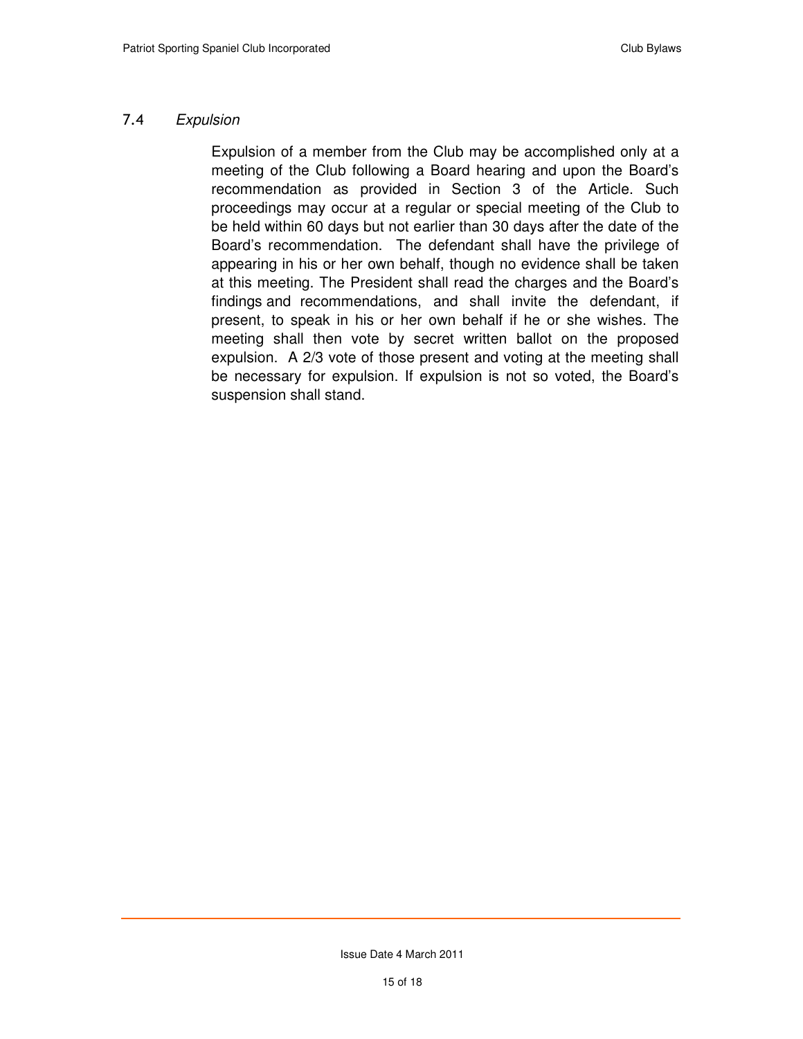### 7.4 *Expulsion*

Expulsion of a member from the Club may be accomplished only at a meeting of the Club following a Board hearing and upon the Board's recommendation as provided in Section 3 of the Article. Such proceedings may occur at a regular or special meeting of the Club to be held within 60 days but not earlier than 30 days after the date of the Board's recommendation. The defendant shall have the privilege of appearing in his or her own behalf, though no evidence shall be taken at this meeting. The President shall read the charges and the Board's findings and recommendations, and shall invite the defendant, if present, to speak in his or her own behalf if he or she wishes. The meeting shall then vote by secret written ballot on the proposed expulsion. A 2/3 vote of those present and voting at the meeting shall be necessary for expulsion. If expulsion is not so voted, the Board's suspension shall stand.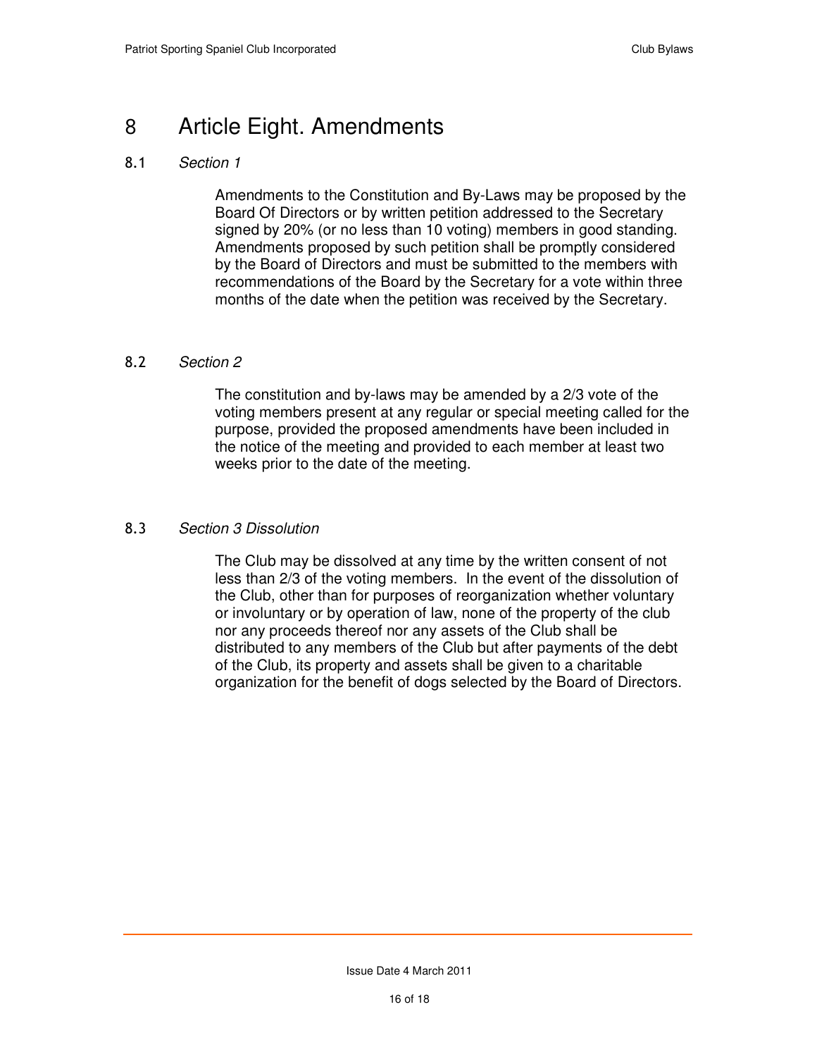# 8 Article Eight. Amendments

## 8.1 *Section 1*

Amendments to the Constitution and By-Laws may be proposed by the Board Of Directors or by written petition addressed to the Secretary signed by 20% (or no less than 10 voting) members in good standing. Amendments proposed by such petition shall be promptly considered by the Board of Directors and must be submitted to the members with recommendations of the Board by the Secretary for a vote within three months of the date when the petition was received by the Secretary.

## 8.2 *Section 2*

The constitution and by-laws may be amended by a 2/3 vote of the voting members present at any regular or special meeting called for the purpose, provided the proposed amendments have been included in the notice of the meeting and provided to each member at least two weeks prior to the date of the meeting.

## 8.3 *Section 3 Dissolution*

The Club may be dissolved at any time by the written consent of not less than 2/3 of the voting members. In the event of the dissolution of the Club, other than for purposes of reorganization whether voluntary or involuntary or by operation of law, none of the property of the club nor any proceeds thereof nor any assets of the Club shall be distributed to any members of the Club but after payments of the debt of the Club, its property and assets shall be given to a charitable organization for the benefit of dogs selected by the Board of Directors.

Issue Date 4 March 2011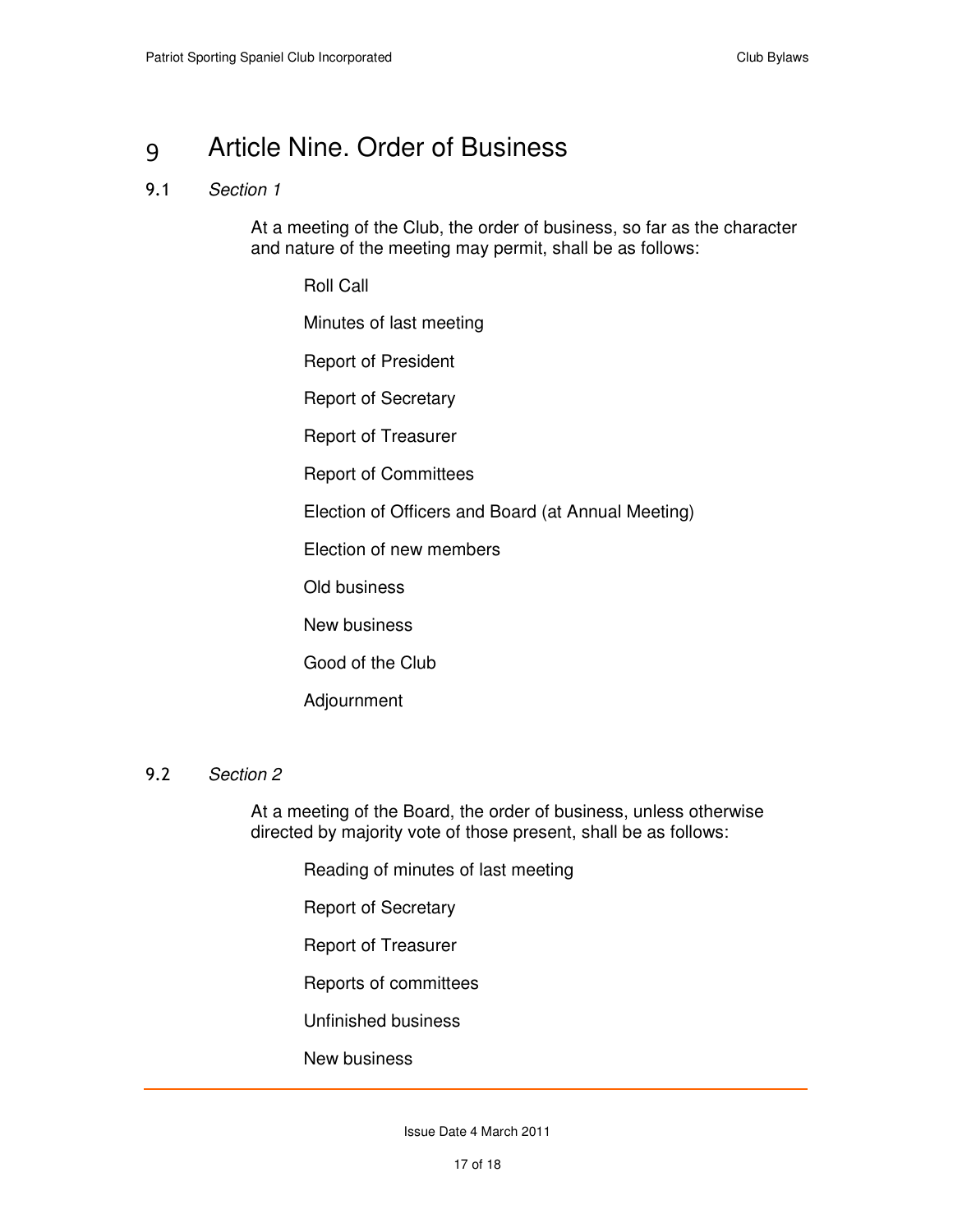# 9 Article Nine. Order of Business

## 9.1 *Section 1*

At a meeting of the Club, the order of business, so far as the character and nature of the meeting may permit, shall be as follows:

Roll Call

Minutes of last meeting

Report of President

Report of Secretary

Report of Treasurer

Report of Committees

Election of Officers and Board (at Annual Meeting)

Election of new members

Old business

New business

Good of the Club

Adjournment

## 9.2 *Section 2*

At a meeting of the Board, the order of business, unless otherwise directed by majority vote of those present, shall be as follows:

Reading of minutes of last meeting

Report of Secretary

Report of Treasurer

Reports of committees

Unfinished business

New business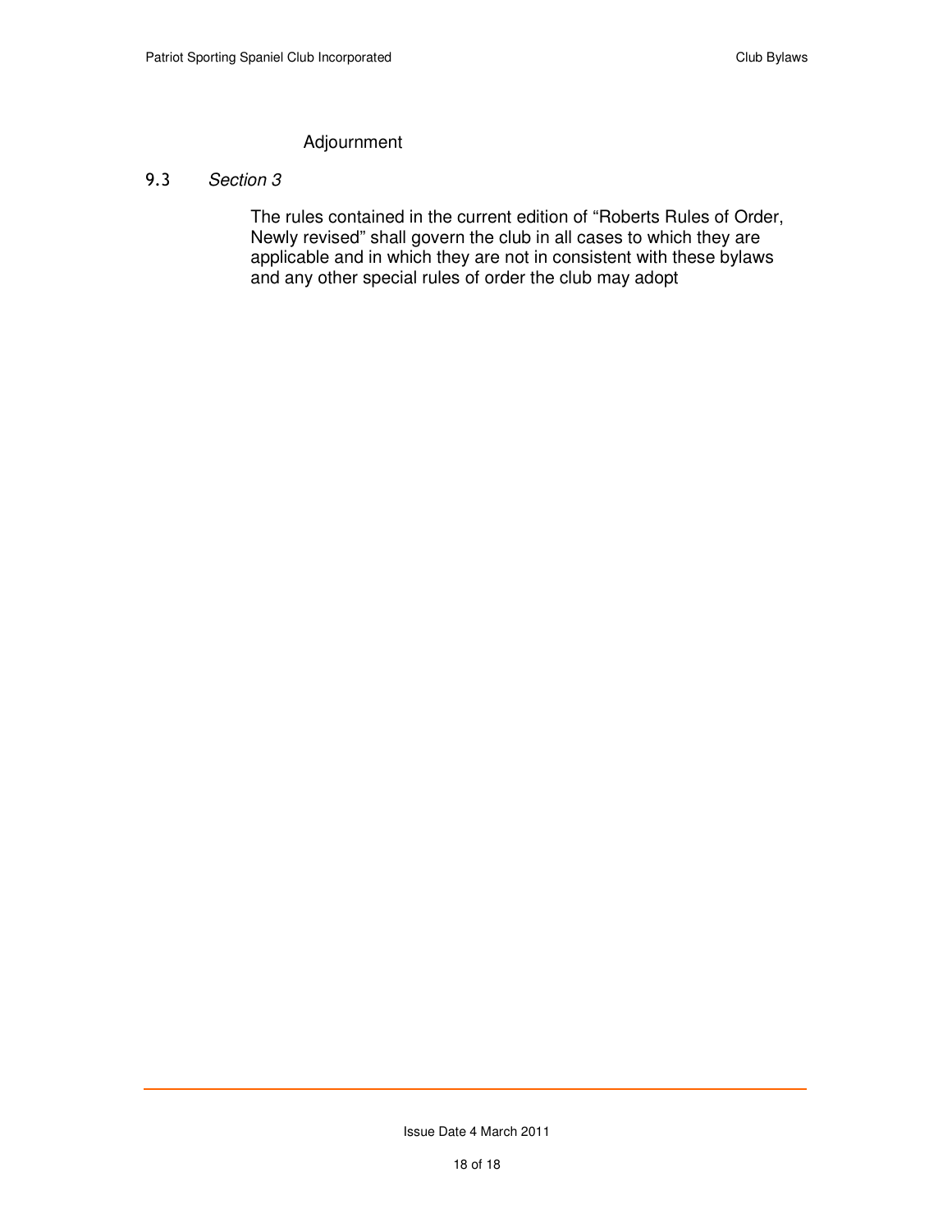Adjournment

### 9.3 *Section 3*

The rules contained in the current edition of “Roberts Rules of Order, Newly revised” shall govern the club in all cases to which they are applicable and in which they are not in consistent with these bylaws and any other special rules of order the club may adopt

Issue Date 4 March 2011